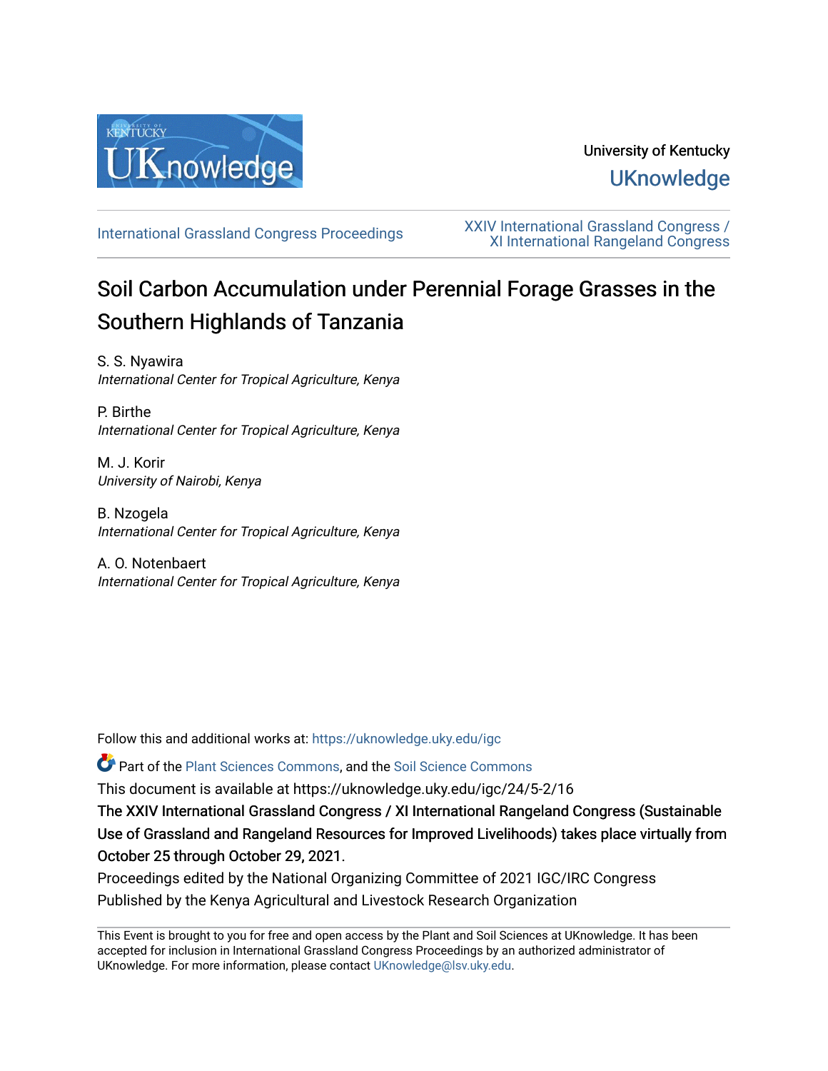University of Kentucky

UKnowledge

International Grassland Congress Proceedings

XXIV International Grassland Congress / XI International Rangeland Congress

# Soil Carbon Accumulation under Perennial Forage Grasses in the Southern Highlands of Tanzania

S. S. Nyawira
*International Center for Tropical Agriculture, Kenya*

P. Birthe
*International Center for Tropical Agriculture, Kenya*

M. J. Korir
*University of Nairobi, Kenya*

B. Nzogela
*International Center for Tropical Agriculture, Kenya*

A. O. Notenbaert
*International Center for Tropical Agriculture, Kenya*

Follow this and additional works at: https://uknowledge.uky.edu/igc

Part of the Plant Sciences Commons, and the Soil Science Commons

This document is available at https://uknowledge.uky.edu/igc/24/5-2/16

**The XXIV International Grassland Congress / XI International Rangeland Congress (Sustainable Use of Grassland and Rangeland Resources for Improved Livelihoods) takes place virtually from October 25 through October 29, 2021.**

Proceedings edited by the National Organizing Committee of 2021 IGC/IRC Congress

Published by the Kenya Agricultural and Livestock Research Organization

This Event is brought to you for free and open access by the Plant and Soil Sciences at UKnowledge. It has been accepted for inclusion in International Grassland Congress Proceedings by an authorized administrator of UKnowledge. For more information, please contact UKnowledge@lsv.uky.edu.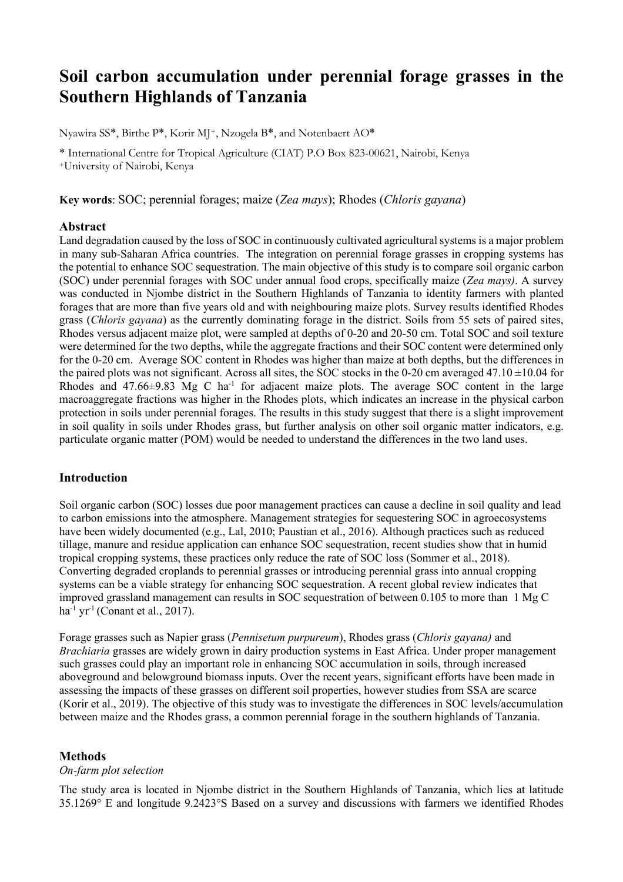# Soil carbon accumulation under perennial forage grasses in the Southern Highlands of Tanzania

Nyawira SS*, Birthe P*, Korir MJ+, Nzogela B*, and Notenbaert AO*

\* International Centre for Tropical Agriculture (CIAT) P.O Box 823-00621, Nairobi, Kenya
+University of Nairobi, Kenya

**Key words**: SOC; perennial forages; maize (*Zea mays*); Rhodes (*Chloris gayana*)

## Abstract

Land degradation caused by the loss of SOC in continuously cultivated agricultural systems is a major problem in many sub-Saharan Africa countries. The integration on perennial forage grasses in cropping systems has the potential to enhance SOC sequestration. The main objective of this study is to compare soil organic carbon (SOC) under perennial forages with SOC under annual food crops, specifically maize (*Zea mays)*. A survey was conducted in Njombe district in the Southern Highlands of Tanzania to identity farmers with planted forages that are more than five years old and with neighbouring maize plots. Survey results identified Rhodes grass (*Chloris gayana*) as the currently dominating forage in the district. Soils from 55 sets of paired sites, Rhodes versus adjacent maize plot, were sampled at depths of 0-20 and 20-50 cm. Total SOC and soil texture were determined for the two depths, while the aggregate fractions and their SOC content were determined only for the 0-20 cm. Average SOC content in Rhodes was higher than maize at both depths, but the differences in the paired plots was not significant. Across all sites, the SOC stocks in the 0-20 cm averaged 47.10 ±10.04 for Rhodes and 47.66±9.83 Mg C ha$^{-1}$ for adjacent maize plots. The average SOC content in the large macroaggregate fractions was higher in the Rhodes plots, which indicates an increase in the physical carbon protection in soils under perennial forages. The results in this study suggest that there is a slight improvement in soil quality in soils under Rhodes grass, but further analysis on other soil organic matter indicators, e.g. particulate organic matter (POM) would be needed to understand the differences in the two land uses.

## Introduction

Soil organic carbon (SOC) losses due poor management practices can cause a decline in soil quality and lead to carbon emissions into the atmosphere. Management strategies for sequestering SOC in agroecosystems have been widely documented (e.g., Lal, 2010; Paustian et al., 2016). Although practices such as reduced tillage, manure and residue application can enhance SOC sequestration, recent studies show that in humid tropical cropping systems, these practices only reduce the rate of SOC loss (Sommer et al., 2018). Converting degraded croplands to perennial grasses or introducing perennial grass into annual cropping systems can be a viable strategy for enhancing SOC sequestration. A recent global review indicates that improved grassland management can results in SOC sequestration of between 0.105 to more than 1 Mg C ha$^{-1}$ yr$^{-1}$ (Conant et al., 2017).

Forage grasses such as Napier grass (*Pennisetum purpureum*), Rhodes grass (*Chloris gayana)* and *Brachiaria* grasses are widely grown in dairy production systems in East Africa. Under proper management such grasses could play an important role in enhancing SOC accumulation in soils, through increased aboveground and belowground biomass inputs. Over the recent years, significant efforts have been made in assessing the impacts of these grasses on different soil properties, however studies from SSA are scarce (Korir et al., 2019). The objective of this study was to investigate the differences in SOC levels/accumulation between maize and the Rhodes grass, a common perennial forage in the southern highlands of Tanzania.

## Methods

*On-farm plot selection*

The study area is located in Njombe district in the Southern Highlands of Tanzania, which lies at latitude 35.1269° E and longitude 9.2423°S Based on a survey and discussions with farmers we identified Rhodes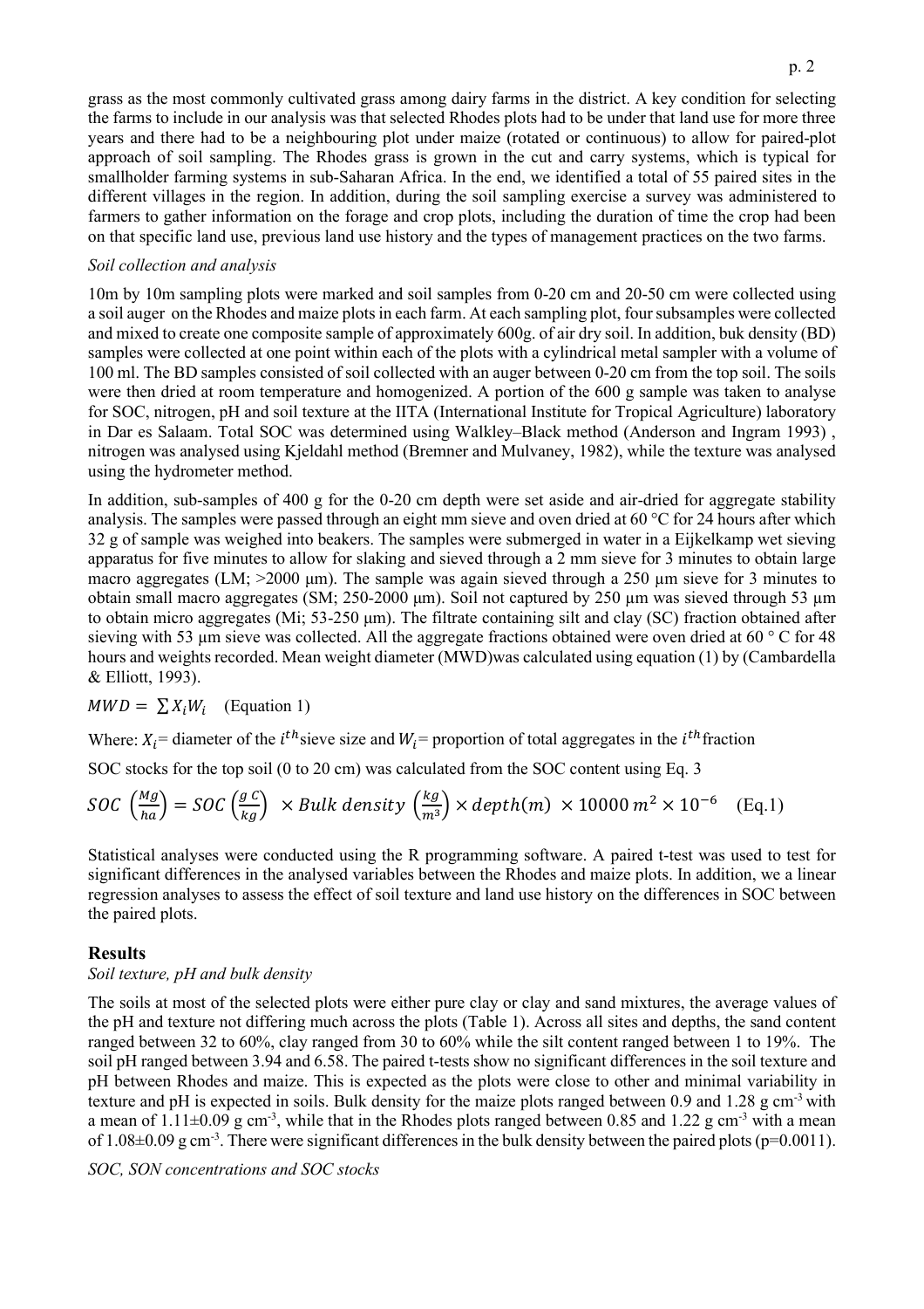grass as the most commonly cultivated grass among dairy farms in the district. A key condition for selecting the farms to include in our analysis was that selected Rhodes plots had to be under that land use for more three years and there had to be a neighbouring plot under maize (rotated or continuous) to allow for paired-plot approach of soil sampling. The Rhodes grass is grown in the cut and carry systems, which is typical for smallholder farming systems in sub-Saharan Africa. In the end, we identified a total of 55 paired sites in the different villages in the region. In addition, during the soil sampling exercise a survey was administered to farmers to gather information on the forage and crop plots, including the duration of time the crop had been on that specific land use, previous land use history and the types of management practices on the two farms.

*Soil collection and analysis*

10m by 10m sampling plots were marked and soil samples from 0-20 cm and 20-50 cm were collected using a soil auger on the Rhodes and maize plots in each farm. At each sampling plot, four subsamples were collected and mixed to create one composite sample of approximately 600g. of air dry soil. In addition, buk density (BD) samples were collected at one point within each of the plots with a cylindrical metal sampler with a volume of 100 ml. The BD samples consisted of soil collected with an auger between 0-20 cm from the top soil. The soils were then dried at room temperature and homogenized. A portion of the 600 g sample was taken to analyse for SOC, nitrogen, pH and soil texture at the IITA (International Institute for Tropical Agriculture) laboratory in Dar es Salaam. Total SOC was determined using Walkley–Black method (Anderson and Ingram 1993) , nitrogen was analysed using Kjeldahl method (Bremner and Mulvaney, 1982), while the texture was analysed using the hydrometer method.

In addition, sub-samples of 400 g for the 0-20 cm depth were set aside and air-dried for aggregate stability analysis. The samples were passed through an eight mm sieve and oven dried at 60 °C for 24 hours after which 32 g of sample was weighed into beakers. The samples were submerged in water in a Eijkelkamp wet sieving apparatus for five minutes to allow for slaking and sieved through a 2 mm sieve for 3 minutes to obtain large macro aggregates (LM; >2000 µm). The sample was again sieved through a 250 µm sieve for 3 minutes to obtain small macro aggregates (SM; 250-2000 µm). Soil not captured by 250 µm was sieved through 53 µm to obtain micro aggregates (Mi; 53-250 µm). The filtrate containing silt and clay (SC) fraction obtained after sieving with 53 µm sieve was collected. All the aggregate fractions obtained were oven dried at 60 ° C for 48 hours and weights recorded. Mean weight diameter (MWD)was calculated using equation (1) by (Cambardella & Elliott, 1993).

$$MWD = \sum X_i W_i \quad \text{(Equation 1)}$$

Where: $X_i$= diameter of the $i^{th}$ sieve size and $W_i$= proportion of total aggregates in the $i^{th}$ fraction

SOC stocks for the top soil (0 to 20 cm) was calculated from the SOC content using Eq. 3

$$SOC\left(\frac{Mg}{ha}\right) = SOC\left(\frac{g\ C}{kg}\right) \times Bulk\ density\left(\frac{kg}{m^3}\right) \times depth(m) \times 10000\ m^2 \times 10^{-6} \quad \text{(Eq.1)}$$

Statistical analyses were conducted using the R programming software. A paired t-test was used to test for significant differences in the analysed variables between the Rhodes and maize plots. In addition, we a linear regression analyses to assess the effect of soil texture and land use history on the differences in SOC between the paired plots.

## Results

*Soil texture, pH and bulk density*

The soils at most of the selected plots were either pure clay or clay and sand mixtures, the average values of the pH and texture not differing much across the plots (Table 1). Across all sites and depths, the sand content ranged between 32 to 60%, clay ranged from 30 to 60% while the silt content ranged between 1 to 19%. The soil pH ranged between 3.94 and 6.58. The paired t-tests show no significant differences in the soil texture and pH between Rhodes and maize. This is expected as the plots were close to other and minimal variability in texture and pH is expected in soils. Bulk density for the maize plots ranged between 0.9 and 1.28 g cm$^{-3}$ with a mean of 1.11±0.09 g cm$^{-3}$, while that in the Rhodes plots ranged between 0.85 and 1.22 g cm$^{-3}$ with a mean of 1.08±0.09 g cm$^{-3}$. There were significant differences in the bulk density between the paired plots ($p$=0.0011).

*SOC, SON concentrations and SOC stocks*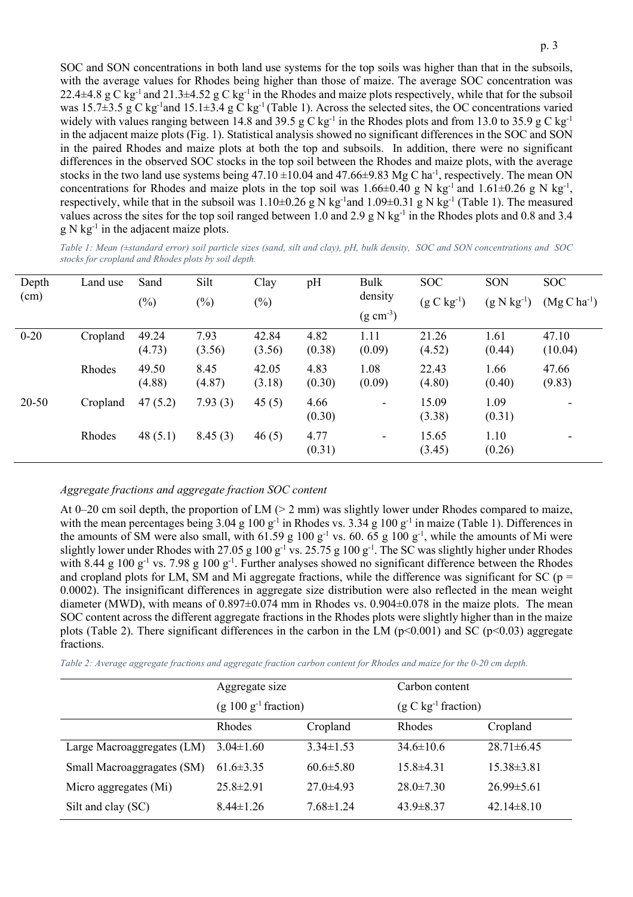SOC and SON concentrations in both land use systems for the top soils was higher than that in the subsoils, with the average values for Rhodes being higher than those of maize. The average SOC concentration was 22.4±4.8 g C $kg^{-1}$ and 21.3±4.52 g C $kg^{-1}$ in the Rhodes and maize plots respectively, while that for the subsoil was 15.7±3.5 g C $kg^{-1}$and 15.1±3.4 g C $kg^{-1}$ (Table 1). Across the selected sites, the OC concentrations varied widely with values ranging between 14.8 and 39.5 g C $kg^{-1}$ in the Rhodes plots and from 13.0 to 35.9 g C $kg^{-1}$ in the adjacent maize plots (Fig. 1). Statistical analysis showed no significant differences in the SOC and SON in the paired Rhodes and maize plots at both the top and subsoils. In addition, there were no significant differences in the observed SOC stocks in the top soil between the Rhodes and maize plots, with the average stocks in the two land use systems being 47.10 ±10.04 and 47.66±9.83 Mg C $ha^{-1}$, respectively. The mean ON concentrations for Rhodes and maize plots in the top soil was 1.66±0.40 g N $kg^{-1}$ and 1.61±0.26 g N $kg^{-1}$, respectively, while that in the subsoil was 1.10±0.26 g N $kg^{-1}$and 1.09±0.31 g N $kg^{-1}$ (Table 1). The measured values across the sites for the top soil ranged between 1.0 and 2.9 g N $kg^{-1}$ in the Rhodes plots and 0.8 and 3.4 g N $kg^{-1}$ in the adjacent maize plots.

*Table 1: Mean (±standard error) soil particle sizes (sand, silt and clay), pH, bulk density, SOC and SON concentrations and SOC stocks for cropland and Rhodes plots by soil depth.*

| Depth (cm) | Land use | Sand (%) | Silt (%) | Clay (%) | pH | Bulk density (g $cm^{-3}$) | SOC (g C $kg^{-1}$) | SON (g N $kg^{-1}$) | SOC (Mg C $ha^{-1}$) |
|---|---|---|---|---|---|---|---|---|---|
| 0-20 | Cropland | 49.24 (4.73) | 7.93 (3.56) | 42.84 (3.56) | 4.82 (0.38) | 1.11 (0.09) | 21.26 (4.52) | 1.61 (0.44) | 47.10 (10.04) |
| | Rhodes | 49.50 (4.88) | 8.45 (4.87) | 42.05 (3.18) | 4.83 (0.30) | 1.08 (0.09) | 22.43 (4.80) | 1.66 (0.40) | 47.66 (9.83) |
| 20-50 | Cropland | 47 (5.2) | 7.93 (3) | 45 (5) | 4.66 (0.30) | - | 15.09 (3.38) | 1.09 (0.31) | - |
| | Rhodes | 48 (5.1) | 8.45 (3) | 46 (5) | 4.77 (0.31) | - | 15.65 (3.45) | 1.10 (0.26) | - |

*Aggregate fractions and aggregate fraction SOC content*

At 0–20 cm soil depth, the proportion of LM (> 2 mm) was slightly lower under Rhodes compared to maize, with the mean percentages being 3.04 g 100 $g^{-1}$ in Rhodes vs. 3.34 g 100 $g^{-1}$ in maize (Table 1). Differences in the amounts of SM were also small, with 61.59 g 100 $g^{-1}$ vs. 60. 65 g 100 $g^{-1}$, while the amounts of Mi were slightly lower under Rhodes with 27.05 g 100 $g^{-1}$ vs. 25.75 g 100 $g^{-1}$. The SC was slightly higher under Rhodes with 8.44 g 100 $g^{-1}$ vs. 7.98 g 100 $g^{-1}$. Further analyses showed no significant difference between the Rhodes and cropland plots for LM, SM and Mi aggregate fractions, while the difference was significant for SC ($p$ = 0.0002). The insignificant differences in aggregate size distribution were also reflected in the mean weight diameter (MWD), with means of 0.897±0.074 mm in Rhodes vs. 0.904±0.078 in the maize plots. The mean SOC content across the different aggregate fractions in the Rhodes plots were slightly higher than in the maize plots (Table 2). There significant differences in the carbon in the LM ($p$<0.001) and SC ($p$<0.03) aggregate fractions.

*Table 2: Average aggregate fractions and aggregate fraction carbon content for Rhodes and maize for the 0-20 cm depth.*

| | Aggregate size (g 100 $g^{-1}$ fraction) | | Carbon content (g C $kg^{-1}$ fraction) | |
|---|---|---|---|---|
| | Rhodes | Cropland | Rhodes | Cropland |
| Large Macroaggregates (LM) | 3.04±1.60 | 3.34±1.53 | 34.6±10.6 | 28.71±6.45 |
| Small Macroaggregates (SM) | 61.6±3.35 | 60.6±5.80 | 15.8±4.31 | 15.38±3.81 |
| Micro aggregates (Mi) | 25.8±2.91 | 27.0±4.93 | 28.0±7.30 | 26.99±5.61 |
| Silt and clay (SC) | 8.44±1.26 | 7.68±1.24 | 43.9±8.37 | 42.14±8.10 |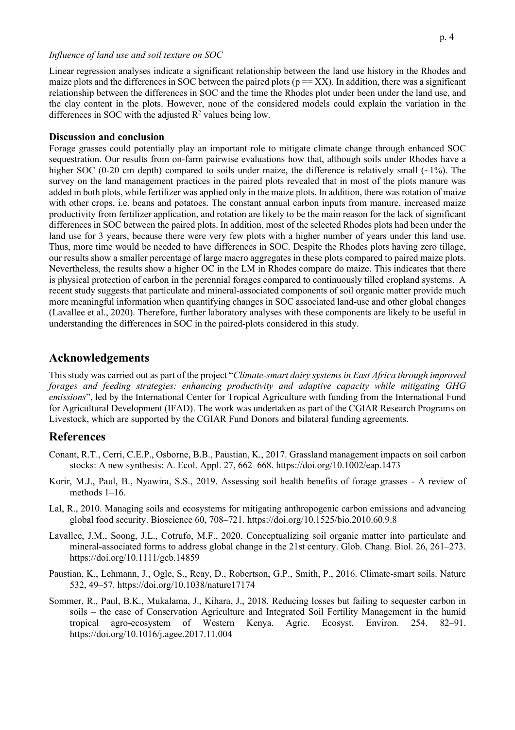*Influence of land use and soil texture on SOC*

Linear regression analyses indicate a significant relationship between the land use history in the Rhodes and maize plots and the differences in SOC between the paired plots ($p == XX$). In addition, there was a significant relationship between the differences in SOC and the time the Rhodes plot under been under the land use, and the clay content in the plots. However, none of the considered models could explain the variation in the differences in SOC with the adjusted $R^2$ values being low.

**Discussion and conclusion**

Forage grasses could potentially play an important role to mitigate climate change through enhanced SOC sequestration. Our results from on-farm pairwise evaluations how that, although soils under Rhodes have a higher SOC (0-20 cm depth) compared to soils under maize, the difference is relatively small (~1%). The survey on the land management practices in the paired plots revealed that in most of the plots manure was added in both plots, while fertilizer was applied only in the maize plots. In addition, there was rotation of maize with other crops, i.e. beans and potatoes. The constant annual carbon inputs from manure, increased maize productivity from fertilizer application, and rotation are likely to be the main reason for the lack of significant differences in SOC between the paired plots. In addition, most of the selected Rhodes plots had been under the land use for 3 years, because there were very few plots with a higher number of years under this land use. Thus, more time would be needed to have differences in SOC. Despite the Rhodes plots having zero tillage, our results show a smaller percentage of large macro aggregates in these plots compared to paired maize plots. Nevertheless, the results show a higher OC in the LM in Rhodes compare do maize. This indicates that there is physical protection of carbon in the perennial forages compared to continuously tilled cropland systems. A recent study suggests that particulate and mineral-associated components of soil organic matter provide much more meaningful information when quantifying changes in SOC associated land-use and other global changes (Lavallee et al., 2020). Therefore, further laboratory analyses with these components are likely to be useful in understanding the differences in SOC in the paired-plots considered in this study.

## Acknowledgements

This study was carried out as part of the project "*Climate-smart dairy systems in East Africa through improved forages and feeding strategies: enhancing productivity and adaptive capacity while mitigating GHG emissions*", led by the International Center for Tropical Agriculture with funding from the International Fund for Agricultural Development (IFAD). The work was undertaken as part of the CGIAR Research Programs on Livestock, which are supported by the CGIAR Fund Donors and bilateral funding agreements.

## References

Conant, R.T., Cerri, C.E.P., Osborne, B.B., Paustian, K., 2017. Grassland management impacts on soil carbon stocks: A new synthesis: A. Ecol. Appl. 27, 662–668. https://doi.org/10.1002/eap.1473

Korir, M.J., Paul, B., Nyawira, S.S., 2019. Assessing soil health benefits of forage grasses - A review of methods 1–16.

Lal, R., 2010. Managing soils and ecosystems for mitigating anthropogenic carbon emissions and advancing global food security. Bioscience 60, 708–721. https://doi.org/10.1525/bio.2010.60.9.8

Lavallee, J.M., Soong, J.L., Cotrufo, M.F., 2020. Conceptualizing soil organic matter into particulate and mineral-associated forms to address global change in the 21st century. Glob. Chang. Biol. 26, 261–273. https://doi.org/10.1111/gcb.14859

Paustian, K., Lehmann, J., Ogle, S., Reay, D., Robertson, G.P., Smith, P., 2016. Climate-smart soils. Nature 532, 49–57. https://doi.org/10.1038/nature17174

Sommer, R., Paul, B.K., Mukalama, J., Kihara, J., 2018. Reducing losses but failing to sequester carbon in soils – the case of Conservation Agriculture and Integrated Soil Fertility Management in the humid tropical agro-ecosystem of Western Kenya. Agric. Ecosyst. Environ. 254, 82–91. https://doi.org/10.1016/j.agee.2017.11.004